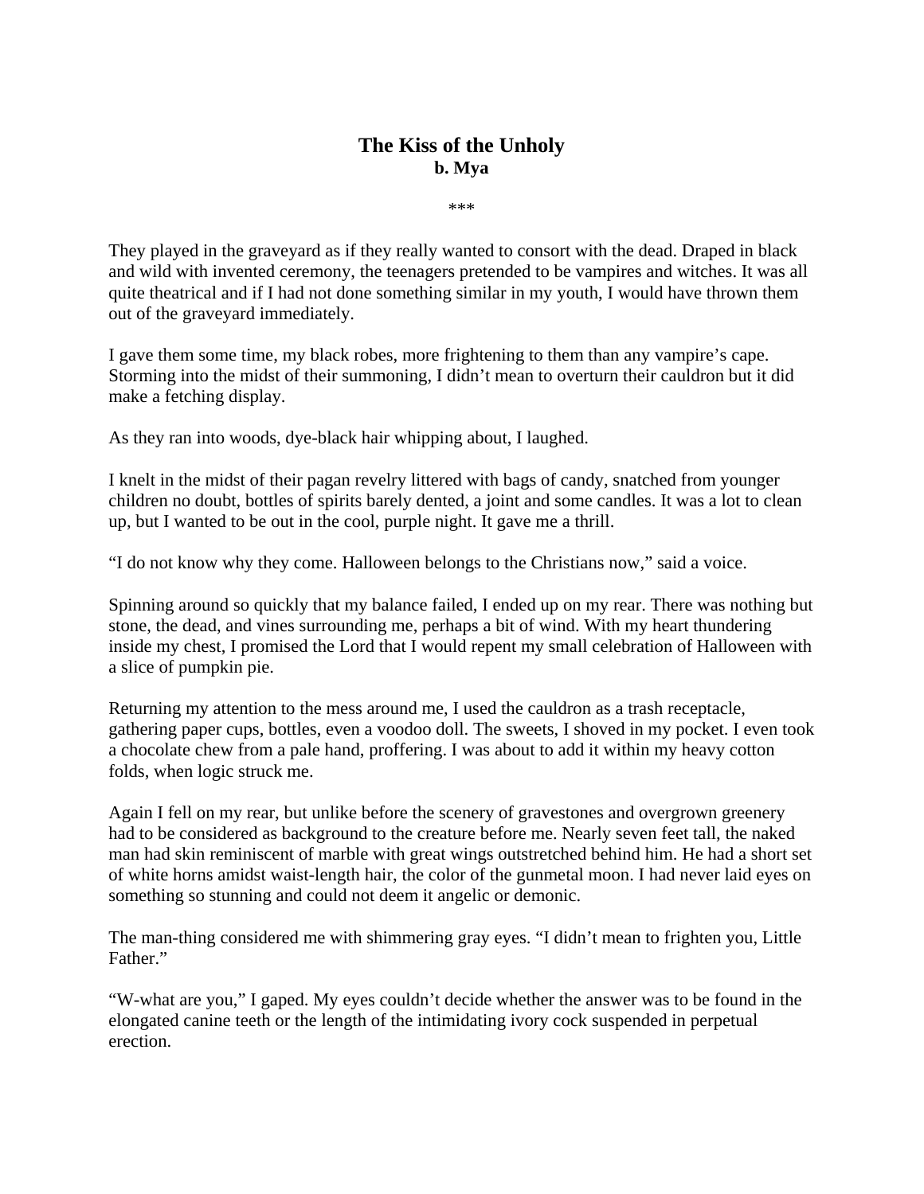# The Kiss of the Unholy
**b. Mya**

\*\*\*

They played in the graveyard as if they really wanted to consort with the dead. Draped in black and wild with invented ceremony, the teenagers pretended to be vampires and witches. It was all quite theatrical and if I had not done something similar in my youth, I would have thrown them out of the graveyard immediately.

I gave them some time, my black robes, more frightening to them than any vampire's cape. Storming into the midst of their summoning, I didn't mean to overturn their cauldron but it did make a fetching display.

As they ran into woods, dye-black hair whipping about, I laughed.

I knelt in the midst of their pagan revelry littered with bags of candy, snatched from younger children no doubt, bottles of spirits barely dented, a joint and some candles. It was a lot to clean up, but I wanted to be out in the cool, purple night. It gave me a thrill.

"I do not know why they come. Halloween belongs to the Christians now," said a voice.

Spinning around so quickly that my balance failed, I ended up on my rear. There was nothing but stone, the dead, and vines surrounding me, perhaps a bit of wind. With my heart thundering inside my chest, I promised the Lord that I would repent my small celebration of Halloween with a slice of pumpkin pie.

Returning my attention to the mess around me, I used the cauldron as a trash receptacle, gathering paper cups, bottles, even a voodoo doll. The sweets, I shoved in my pocket. I even took a chocolate chew from a pale hand, proffering. I was about to add it within my heavy cotton folds, when logic struck me.

Again I fell on my rear, but unlike before the scenery of gravestones and overgrown greenery had to be considered as background to the creature before me. Nearly seven feet tall, the naked man had skin reminiscent of marble with great wings outstretched behind him. He had a short set of white horns amidst waist-length hair, the color of the gunmetal moon. I had never laid eyes on something so stunning and could not deem it angelic or demonic.

The man-thing considered me with shimmering gray eyes. "I didn't mean to frighten you, Little Father."

"W-what are you," I gaped. My eyes couldn't decide whether the answer was to be found in the elongated canine teeth or the length of the intimidating ivory cock suspended in perpetual erection.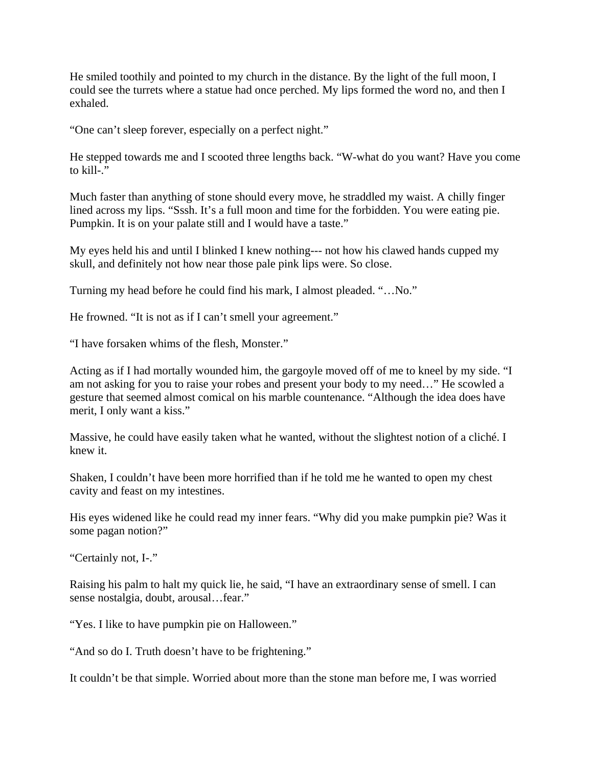He smiled toothily and pointed to my church in the distance. By the light of the full moon, I could see the turrets where a statue had once perched. My lips formed the word no, and then I exhaled.

"One can't sleep forever, especially on a perfect night."

He stepped towards me and I scooted three lengths back. "W-what do you want? Have you come to kill-."

Much faster than anything of stone should every move, he straddled my waist. A chilly finger lined across my lips. "Sssh. It's a full moon and time for the forbidden. You were eating pie. Pumpkin. It is on your palate still and I would have a taste."

My eyes held his and until I blinked I knew nothing--- not how his clawed hands cupped my skull, and definitely not how near those pale pink lips were. So close.

Turning my head before he could find his mark, I almost pleaded. "…No."

He frowned. "It is not as if I can't smell your agreement."

"I have forsaken whims of the flesh, Monster."

Acting as if I had mortally wounded him, the gargoyle moved off of me to kneel by my side. "I am not asking for you to raise your robes and present your body to my need…" He scowled a gesture that seemed almost comical on his marble countenance. "Although the idea does have merit, I only want a kiss."

Massive, he could have easily taken what he wanted, without the slightest notion of a cliché. I knew it.

Shaken, I couldn't have been more horrified than if he told me he wanted to open my chest cavity and feast on my intestines.

His eyes widened like he could read my inner fears. "Why did you make pumpkin pie? Was it some pagan notion?"

"Certainly not, I-."

Raising his palm to halt my quick lie, he said, "I have an extraordinary sense of smell. I can sense nostalgia, doubt, arousal…fear."

"Yes. I like to have pumpkin pie on Halloween."

"And so do I. Truth doesn't have to be frightening."

It couldn't be that simple. Worried about more than the stone man before me, I was worried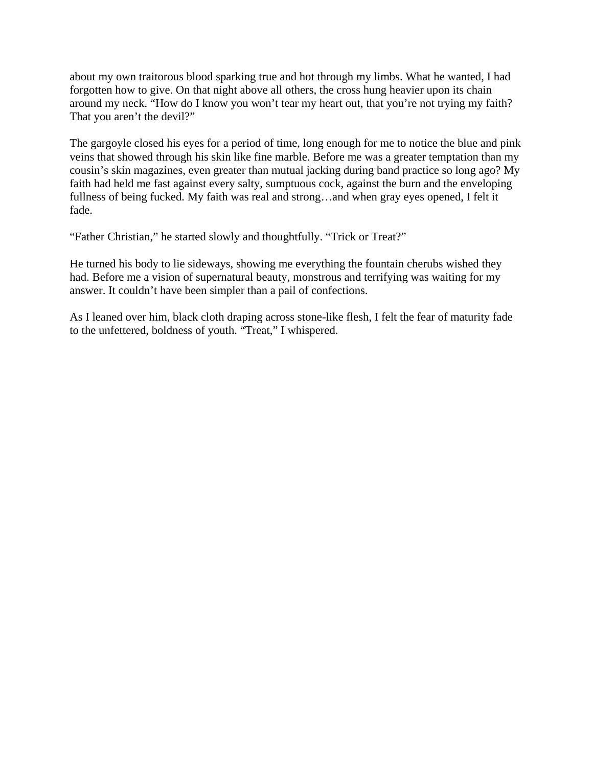about my own traitorous blood sparking true and hot through my limbs. What he wanted, I had forgotten how to give. On that night above all others, the cross hung heavier upon its chain around my neck. “How do I know you won’t tear my heart out, that you’re not trying my faith? That you aren’t the devil?”

The gargoyle closed his eyes for a period of time, long enough for me to notice the blue and pink veins that showed through his skin like fine marble. Before me was a greater temptation than my cousin’s skin magazines, even greater than mutual jacking during band practice so long ago? My faith had held me fast against every salty, sumptuous cock, against the burn and the enveloping fullness of being fucked. My faith was real and strong…and when gray eyes opened, I felt it fade.

“Father Christian,” he started slowly and thoughtfully. “Trick or Treat?”

He turned his body to lie sideways, showing me everything the fountain cherubs wished they had. Before me a vision of supernatural beauty, monstrous and terrifying was waiting for my answer. It couldn’t have been simpler than a pail of confections.

As I leaned over him, black cloth draping across stone-like flesh, I felt the fear of maturity fade to the unfettered, boldness of youth. “Treat,” I whispered.